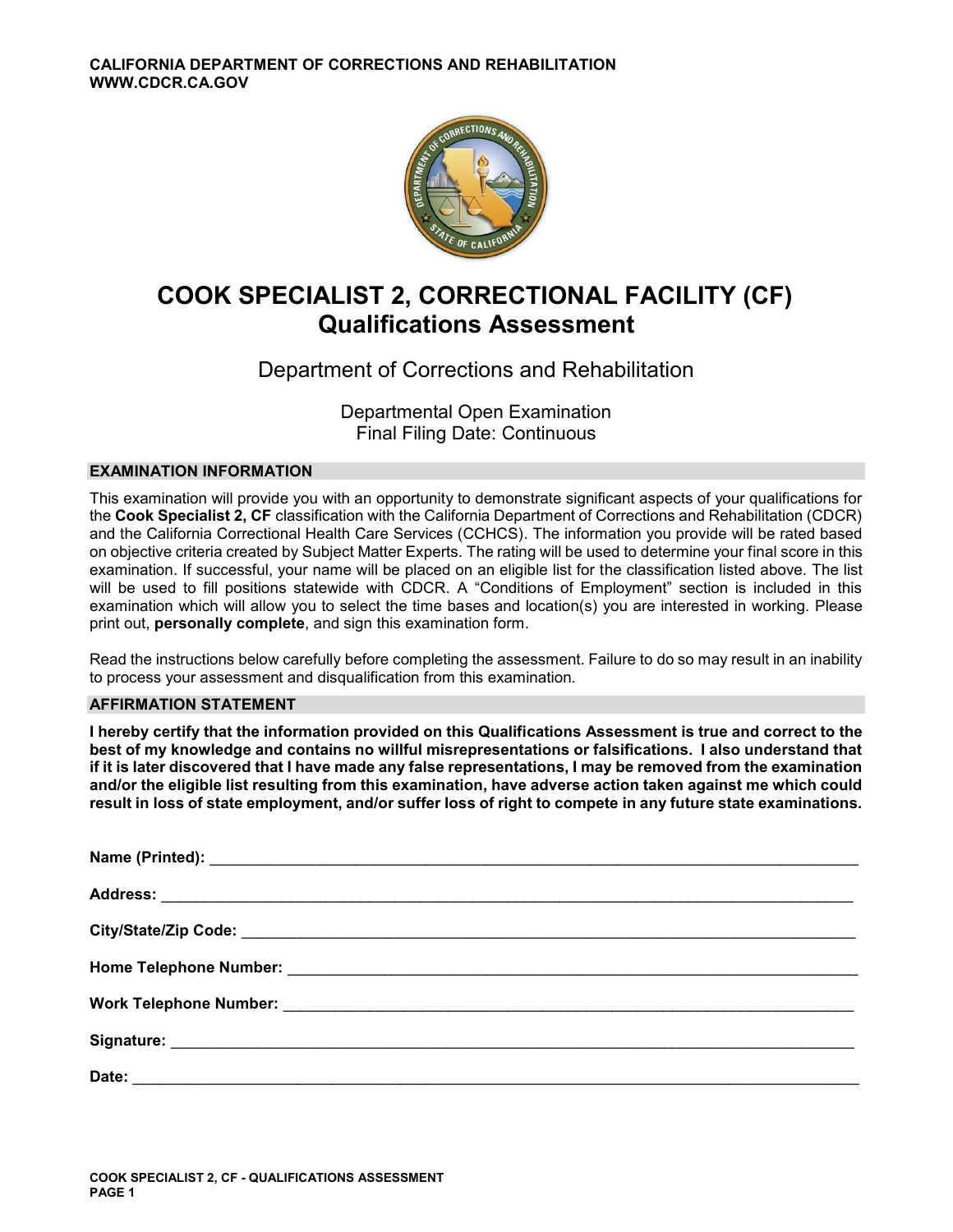CALIFORNIA DEPARTMENT OF CORRECTIONS AND REHABILITATION
WWW.CDCR.CA.GOV

# COOK SPECIALIST 2, CORRECTIONAL FACILITY (CF)
# Qualifications Assessment

Department of Corrections and Rehabilitation

Departmental Open Examination
Final Filing Date: Continuous

## EXAMINATION INFORMATION

This examination will provide you with an opportunity to demonstrate significant aspects of your qualifications for the **Cook Specialist 2, CF** classification with the California Department of Corrections and Rehabilitation (CDCR) and the California Correctional Health Care Services (CCHCS). The information you provide will be rated based on objective criteria created by Subject Matter Experts. The rating will be used to determine your final score in this examination. If successful, your name will be placed on an eligible list for the classification listed above. The list will be used to fill positions statewide with CDCR. A "Conditions of Employment" section is included in this examination which will allow you to select the time bases and location(s) you are interested in working. Please print out, **personally complete**, and sign this examination form.

Read the instructions below carefully before completing the assessment. Failure to do so may result in an inability to process your assessment and disqualification from this examination.

## AFFIRMATION STATEMENT

**I hereby certify that the information provided on this Qualifications Assessment is true and correct to the best of my knowledge and contains no willful misrepresentations or falsifications. I also understand that if it is later discovered that I have made any false representations, I may be removed from the examination and/or the eligible list resulting from this examination, have adverse action taken against me which could result in loss of state employment, and/or suffer loss of right to compete in any future state examinations.**

**Name (Printed):** ______________________________

**Address:** ______________________________

**City/State/Zip Code:** ______________________________

**Home Telephone Number:** ______________________________

**Work Telephone Number:** ______________________________

**Signature:** ______________________________

**Date:** ______________________________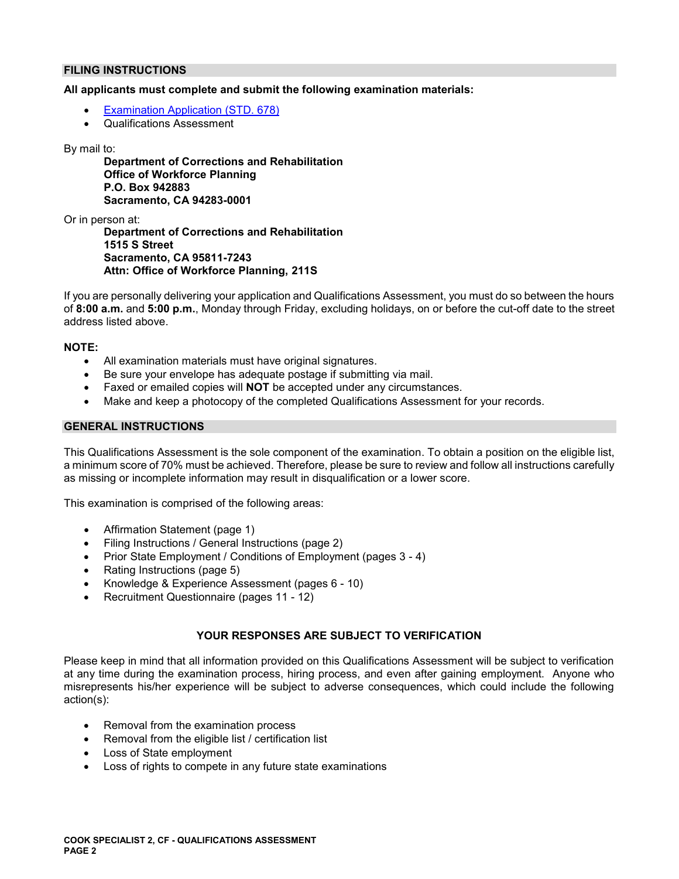## FILING INSTRUCTIONS

**All applicants must complete and submit the following examination materials:**

- [Examination Application (STD. 678)]
- Qualifications Assessment

By mail to:

> **Department of Corrections and Rehabilitation**
> **Office of Workforce Planning**
> **P.O. Box 942883**
> **Sacramento, CA 94283-0001**

Or in person at:

> **Department of Corrections and Rehabilitation**
> **1515 S Street**
> **Sacramento, CA 95811-7243**
> **Attn: Office of Workforce Planning, 211S**

If you are personally delivering your application and Qualifications Assessment, you must do so between the hours of **8:00 a.m.** and **5:00 p.m.**, Monday through Friday, excluding holidays, on or before the cut-off date to the street address listed above.

**NOTE:**

- All examination materials must have original signatures.
- Be sure your envelope has adequate postage if submitting via mail.
- Faxed or emailed copies will **NOT** be accepted under any circumstances.
- Make and keep a photocopy of the completed Qualifications Assessment for your records.

## GENERAL INSTRUCTIONS

This Qualifications Assessment is the sole component of the examination. To obtain a position on the eligible list, a minimum score of 70% must be achieved. Therefore, please be sure to review and follow all instructions carefully as missing or incomplete information may result in disqualification or a lower score.

This examination is comprised of the following areas:

- Affirmation Statement (page 1)
- Filing Instructions / General Instructions (page 2)
- Prior State Employment / Conditions of Employment (pages 3 - 4)
- Rating Instructions (page 5)
- Knowledge & Experience Assessment (pages 6 - 10)
- Recruitment Questionnaire (pages 11 - 12)

**YOUR RESPONSES ARE SUBJECT TO VERIFICATION**

Please keep in mind that all information provided on this Qualifications Assessment will be subject to verification at any time during the examination process, hiring process, and even after gaining employment. Anyone who misrepresents his/her experience will be subject to adverse consequences, which could include the following action(s):

- Removal from the examination process
- Removal from the eligible list / certification list
- Loss of State employment
- Loss of rights to compete in any future state examinations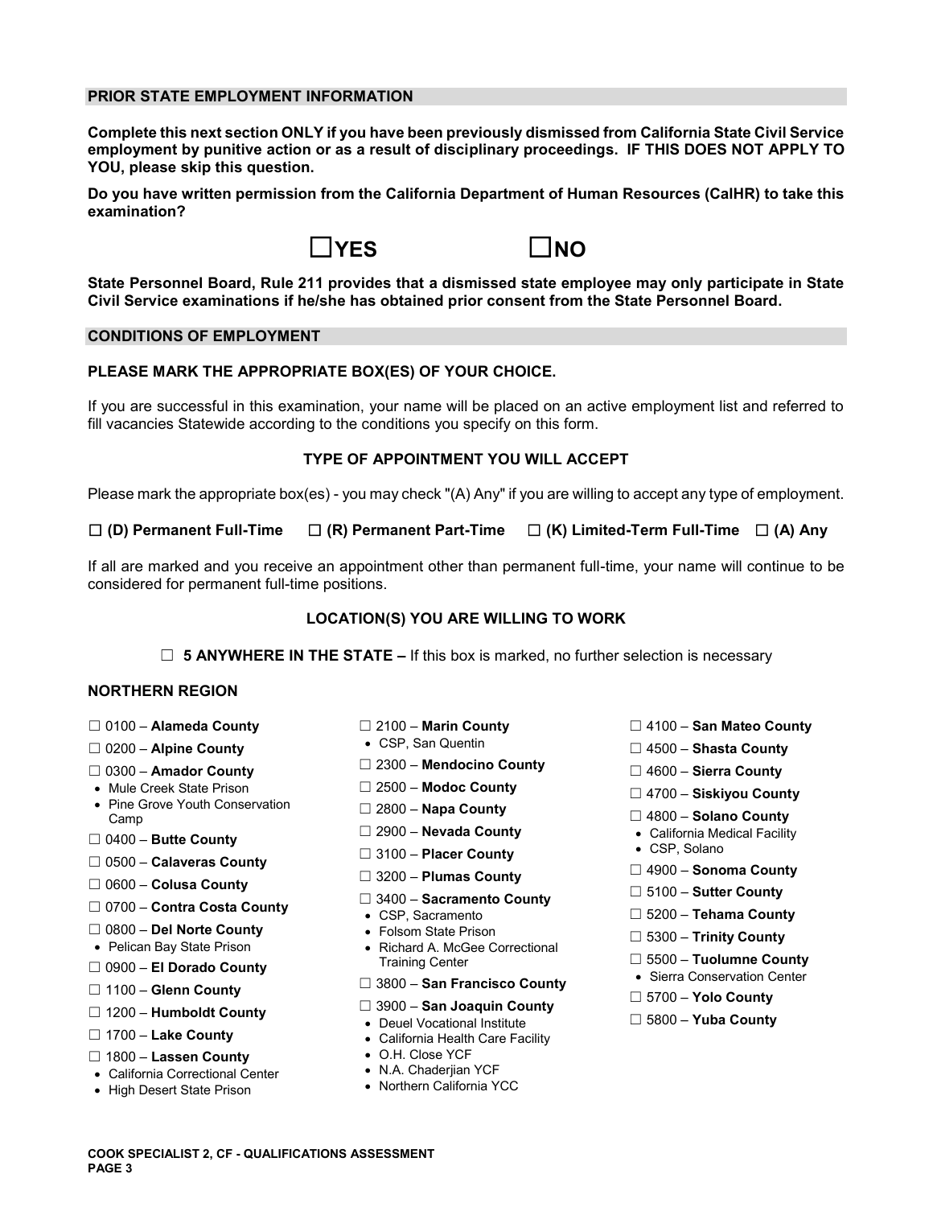## PRIOR STATE EMPLOYMENT INFORMATION

**Complete this next section ONLY if you have been previously dismissed from California State Civil Service employment by punitive action or as a result of disciplinary proceedings. IF THIS DOES NOT APPLY TO YOU, please skip this question.**

**Do you have written permission from the California Department of Human Resources (CalHR) to take this examination?**

☐ **YES** ☐ **NO**

**State Personnel Board, Rule 211 provides that a dismissed state employee may only participate in State Civil Service examinations if he/she has obtained prior consent from the State Personnel Board.**

## CONDITIONS OF EMPLOYMENT

### PLEASE MARK THE APPROPRIATE BOX(ES) OF YOUR CHOICE.

If you are successful in this examination, your name will be placed on an active employment list and referred to fill vacancies Statewide according to the conditions you specify on this form.

### TYPE OF APPOINTMENT YOU WILL ACCEPT

Please mark the appropriate box(es) - you may check "(A) Any" if you are willing to accept any type of employment.

☐ **(D) Permanent Full-Time** ☐ **(R) Permanent Part-Time** ☐ **(K) Limited-Term Full-Time** ☐ **(A) Any**

If all are marked and you receive an appointment other than permanent full-time, your name will continue to be considered for permanent full-time positions.

### LOCATION(S) YOU ARE WILLING TO WORK

☐ **5 ANYWHERE IN THE STATE –** If this box is marked, no further selection is necessary

### NORTHERN REGION

- ☐ 0100 – **Alameda County**
- ☐ 0200 – **Alpine County**
- ☐ 0300 – **Amador County**
  - Mule Creek State Prison
  - Pine Grove Youth Conservation Camp
- ☐ 0400 – **Butte County**
- ☐ 0500 – **Calaveras County**
- ☐ 0600 – **Colusa County**
- ☐ 0700 – **Contra Costa County**
- ☐ 0800 – **Del Norte County**
  - Pelican Bay State Prison
- ☐ 0900 – **El Dorado County**
- ☐ 1100 – **Glenn County**
- ☐ 1200 – **Humboldt County**
- ☐ 1700 – **Lake County**
- ☐ 1800 – **Lassen County**
  - California Correctional Center
  - High Desert State Prison
- ☐ 2100 – **Marin County**
  - CSP, San Quentin
- ☐ 2300 – **Mendocino County**
- ☐ 2500 – **Modoc County**
- ☐ 2800 – **Napa County**
- ☐ 2900 – **Nevada County**
- ☐ 3100 – **Placer County**
- ☐ 3200 – **Plumas County**
- ☐ 3400 – **Sacramento County**
  - CSP, Sacramento
  - Folsom State Prison
  - Richard A. McGee Correctional Training Center
- ☐ 3800 – **San Francisco County**
- ☐ 3900 – **San Joaquin County**
  - Deuel Vocational Institute
  - California Health Care Facility
  - O.H. Close YCF
  - N.A. Chaderjian YCF
  - Northern California YCC
- ☐ 4100 – **San Mateo County**
- ☐ 4500 – **Shasta County**
- ☐ 4600 – **Sierra County**
- ☐ 4700 – **Siskiyou County**
- ☐ 4800 – **Solano County**
  - California Medical Facility
  - CSP, Solano
- ☐ 4900 – **Sonoma County**
- ☐ 5100 – **Sutter County**
- ☐ 5200 – **Tehama County**
- ☐ 5300 – **Trinity County**
- ☐ 5500 – **Tuolumne County**
  - Sierra Conservation Center
- ☐ 5700 – **Yolo County**
- ☐ 5800 – **Yuba County**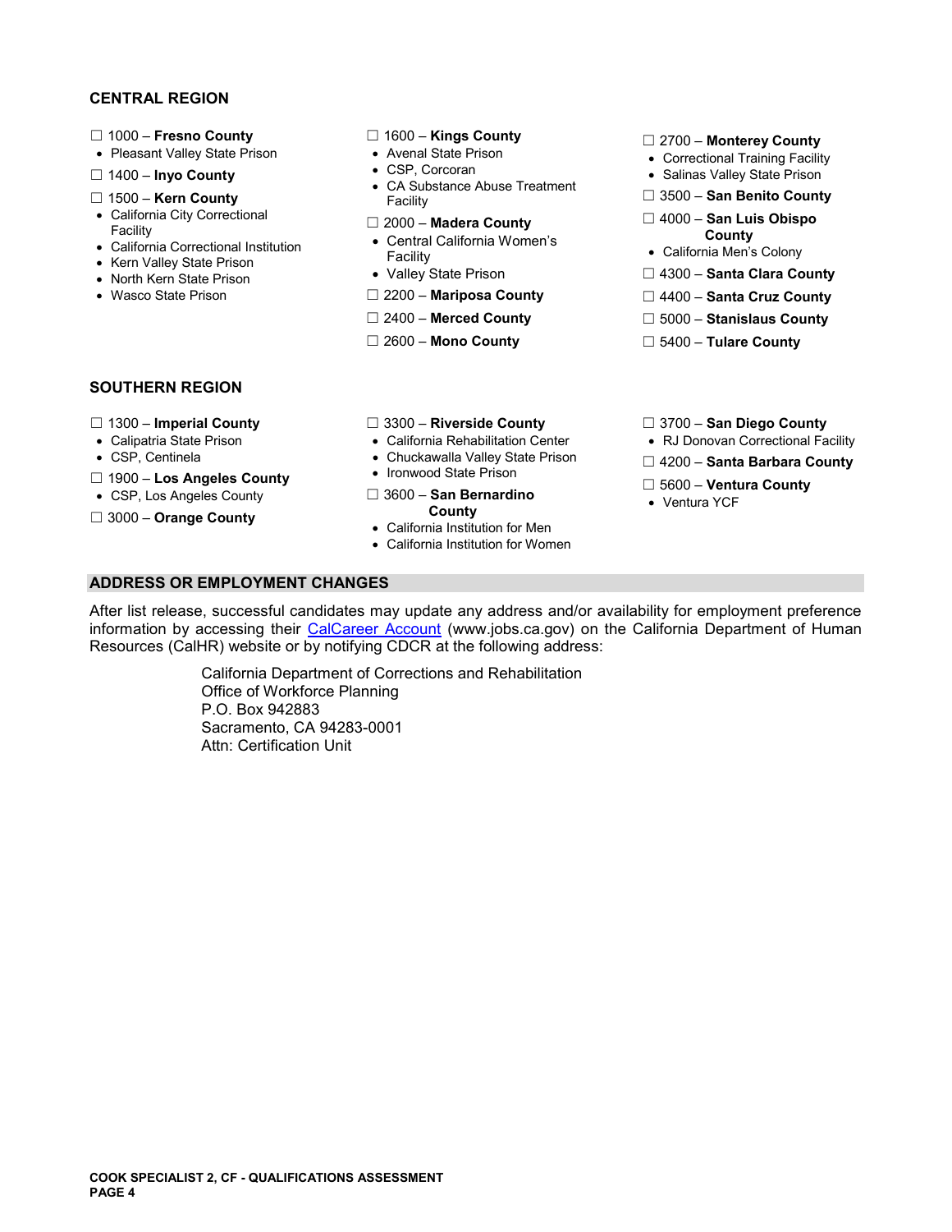## CENTRAL REGION

☐ 1000 – **Fresno County**
- Pleasant Valley State Prison

☐ 1400 – **Inyo County**

☐ 1500 – **Kern County**
- California City Correctional Facility
- California Correctional Institution
- Kern Valley State Prison
- North Kern State Prison
- Wasco State Prison

☐ 1600 – **Kings County**
- Avenal State Prison
- CSP, Corcoran
- CA Substance Abuse Treatment Facility

☐ 2000 – **Madera County**
- Central California Women's Facility
- Valley State Prison

☐ 2200 – **Mariposa County**

☐ 2400 – **Merced County**

☐ 2600 – **Mono County**

☐ 2700 – **Monterey County**
- Correctional Training Facility
- Salinas Valley State Prison

☐ 3500 – **San Benito County**

☐ 4000 – **San Luis Obispo County**
- California Men's Colony

☐ 4300 – **Santa Clara County**

☐ 4400 – **Santa Cruz County**

☐ 5000 – **Stanislaus County**

☐ 5400 – **Tulare County**

## SOUTHERN REGION

☐ 1300 – **Imperial County**
- Calipatria State Prison
- CSP, Centinela

☐ 1900 – **Los Angeles County**
- CSP, Los Angeles County

☐ 3000 – **Orange County**

☐ 3300 – **Riverside County**
- California Rehabilitation Center
- Chuckawalla Valley State Prison
- Ironwood State Prison

☐ 3600 – **San Bernardino County**
- California Institution for Men
- California Institution for Women

☐ 3700 – **San Diego County**
- RJ Donovan Correctional Facility

☐ 4200 – **Santa Barbara County**

☐ 5600 – **Ventura County**
- Ventura YCF

## ADDRESS OR EMPLOYMENT CHANGES

After list release, successful candidates may update any address and/or availability for employment preference information by accessing their CalCareer Account (www.jobs.ca.gov) on the California Department of Human Resources (CalHR) website or by notifying CDCR at the following address:

California Department of Corrections and Rehabilitation
Office of Workforce Planning
P.O. Box 942883
Sacramento, CA 94283-0001
Attn: Certification Unit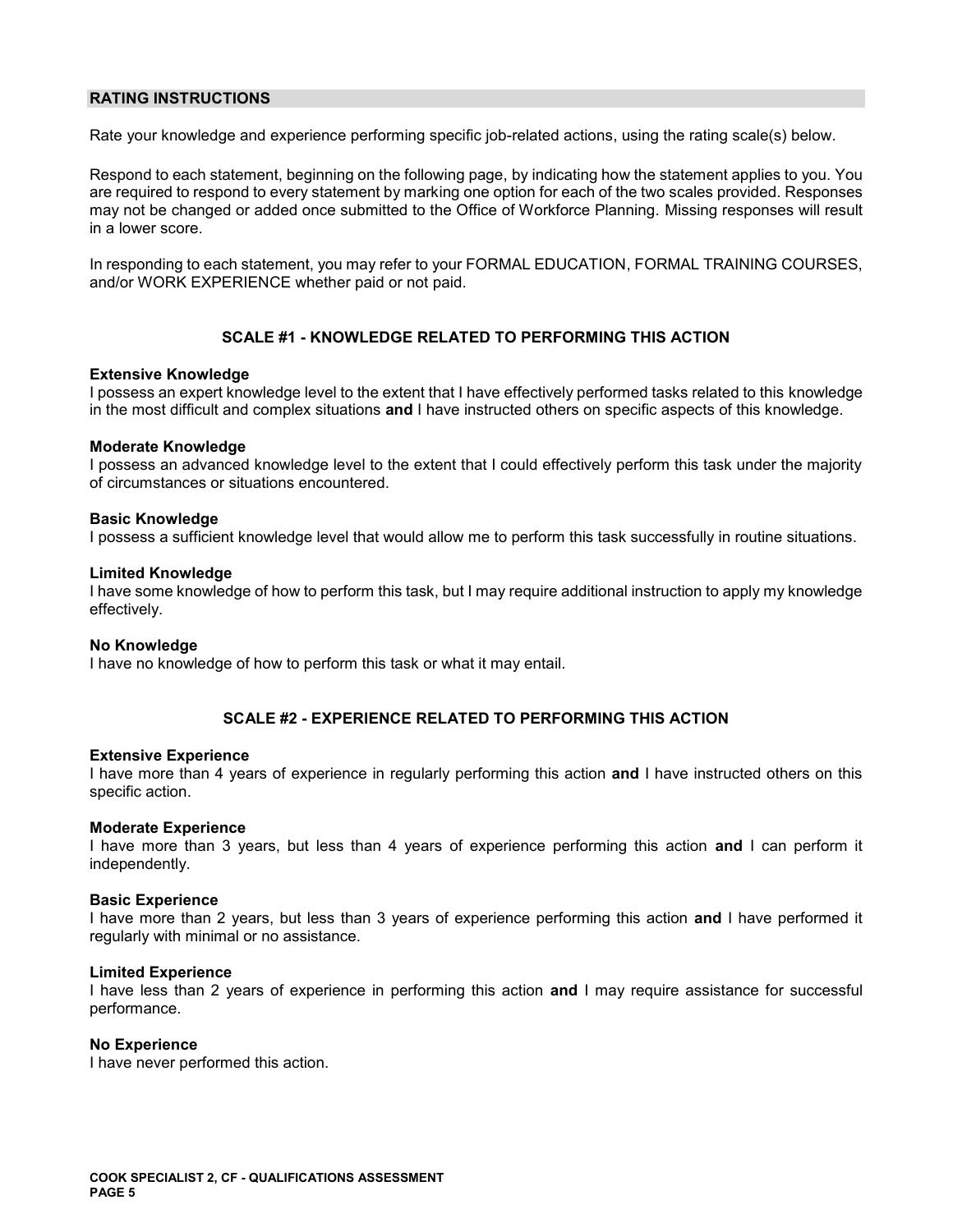## RATING INSTRUCTIONS

Rate your knowledge and experience performing specific job-related actions, using the rating scale(s) below.

Respond to each statement, beginning on the following page, by indicating how the statement applies to you. You are required to respond to every statement by marking one option for each of the two scales provided. Responses may not be changed or added once submitted to the Office of Workforce Planning. Missing responses will result in a lower score.

In responding to each statement, you may refer to your FORMAL EDUCATION, FORMAL TRAINING COURSES, and/or WORK EXPERIENCE whether paid or not paid.

### SCALE #1 - KNOWLEDGE RELATED TO PERFORMING THIS ACTION

**Extensive Knowledge**
I possess an expert knowledge level to the extent that I have effectively performed tasks related to this knowledge in the most difficult and complex situations **and** I have instructed others on specific aspects of this knowledge.

**Moderate Knowledge**
I possess an advanced knowledge level to the extent that I could effectively perform this task under the majority of circumstances or situations encountered.

**Basic Knowledge**
I possess a sufficient knowledge level that would allow me to perform this task successfully in routine situations.

**Limited Knowledge**
I have some knowledge of how to perform this task, but I may require additional instruction to apply my knowledge effectively.

**No Knowledge**
I have no knowledge of how to perform this task or what it may entail.

### SCALE #2 - EXPERIENCE RELATED TO PERFORMING THIS ACTION

**Extensive Experience**
I have more than 4 years of experience in regularly performing this action **and** I have instructed others on this specific action.

**Moderate Experience**
I have more than 3 years, but less than 4 years of experience performing this action **and** I can perform it independently.

**Basic Experience**
I have more than 2 years, but less than 3 years of experience performing this action **and** I have performed it regularly with minimal or no assistance.

**Limited Experience**
I have less than 2 years of experience in performing this action **and** I may require assistance for successful performance.

**No Experience**
I have never performed this action.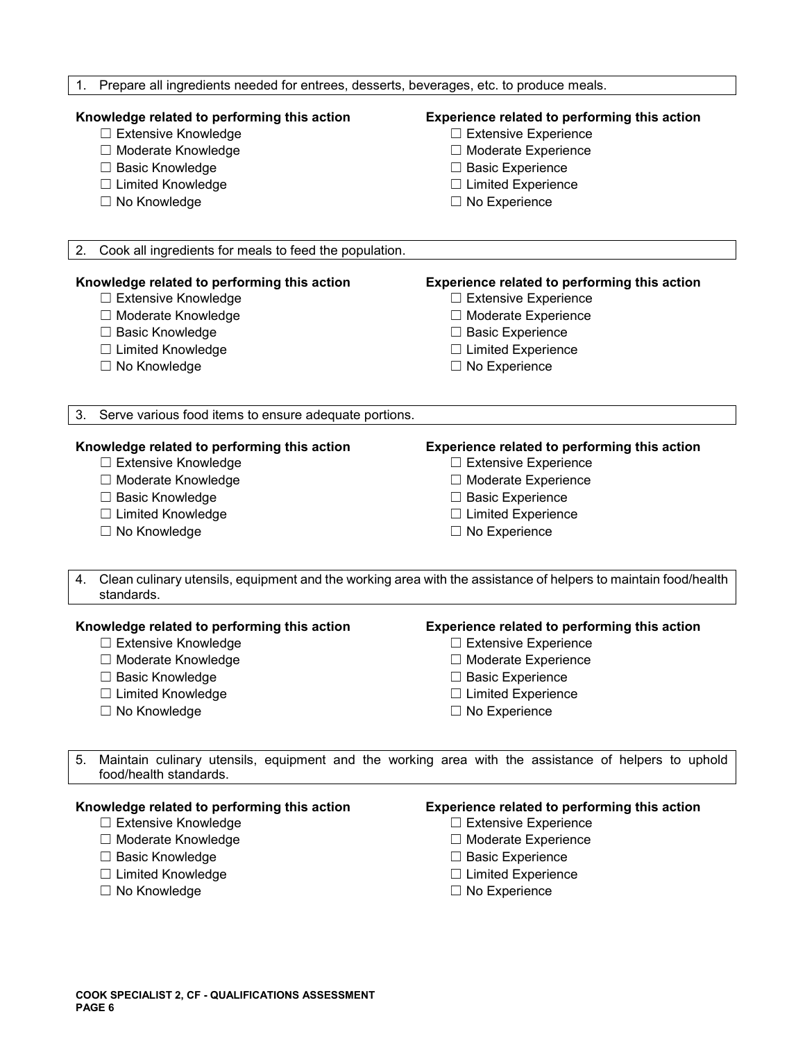1. Prepare all ingredients needed for entrees, desserts, beverages, etc. to produce meals.

**Knowledge related to performing this action**

- ☐ Extensive Knowledge
- ☐ Moderate Knowledge
- ☐ Basic Knowledge
- ☐ Limited Knowledge
- ☐ No Knowledge

**Experience related to performing this action**

- ☐ Extensive Experience
- ☐ Moderate Experience
- ☐ Basic Experience
- ☐ Limited Experience
- ☐ No Experience

2. Cook all ingredients for meals to feed the population.

**Knowledge related to performing this action**

- ☐ Extensive Knowledge
- ☐ Moderate Knowledge
- ☐ Basic Knowledge
- ☐ Limited Knowledge
- ☐ No Knowledge

**Experience related to performing this action**

- ☐ Extensive Experience
- ☐ Moderate Experience
- ☐ Basic Experience
- ☐ Limited Experience
- ☐ No Experience

3. Serve various food items to ensure adequate portions.

**Knowledge related to performing this action**

- ☐ Extensive Knowledge
- ☐ Moderate Knowledge
- ☐ Basic Knowledge
- ☐ Limited Knowledge
- ☐ No Knowledge

**Experience related to performing this action**

- ☐ Extensive Experience
- ☐ Moderate Experience
- ☐ Basic Experience
- ☐ Limited Experience
- ☐ No Experience

4. Clean culinary utensils, equipment and the working area with the assistance of helpers to maintain food/health standards.

**Knowledge related to performing this action**

- ☐ Extensive Knowledge
- ☐ Moderate Knowledge
- ☐ Basic Knowledge
- ☐ Limited Knowledge
- ☐ No Knowledge

**Experience related to performing this action**

- ☐ Extensive Experience
- ☐ Moderate Experience
- ☐ Basic Experience
- ☐ Limited Experience
- ☐ No Experience

5. Maintain culinary utensils, equipment and the working area with the assistance of helpers to uphold food/health standards.

**Knowledge related to performing this action**

- ☐ Extensive Knowledge
- ☐ Moderate Knowledge
- ☐ Basic Knowledge
- ☐ Limited Knowledge
- ☐ No Knowledge

**Experience related to performing this action**

- ☐ Extensive Experience
- ☐ Moderate Experience
- ☐ Basic Experience
- ☐ Limited Experience
- ☐ No Experience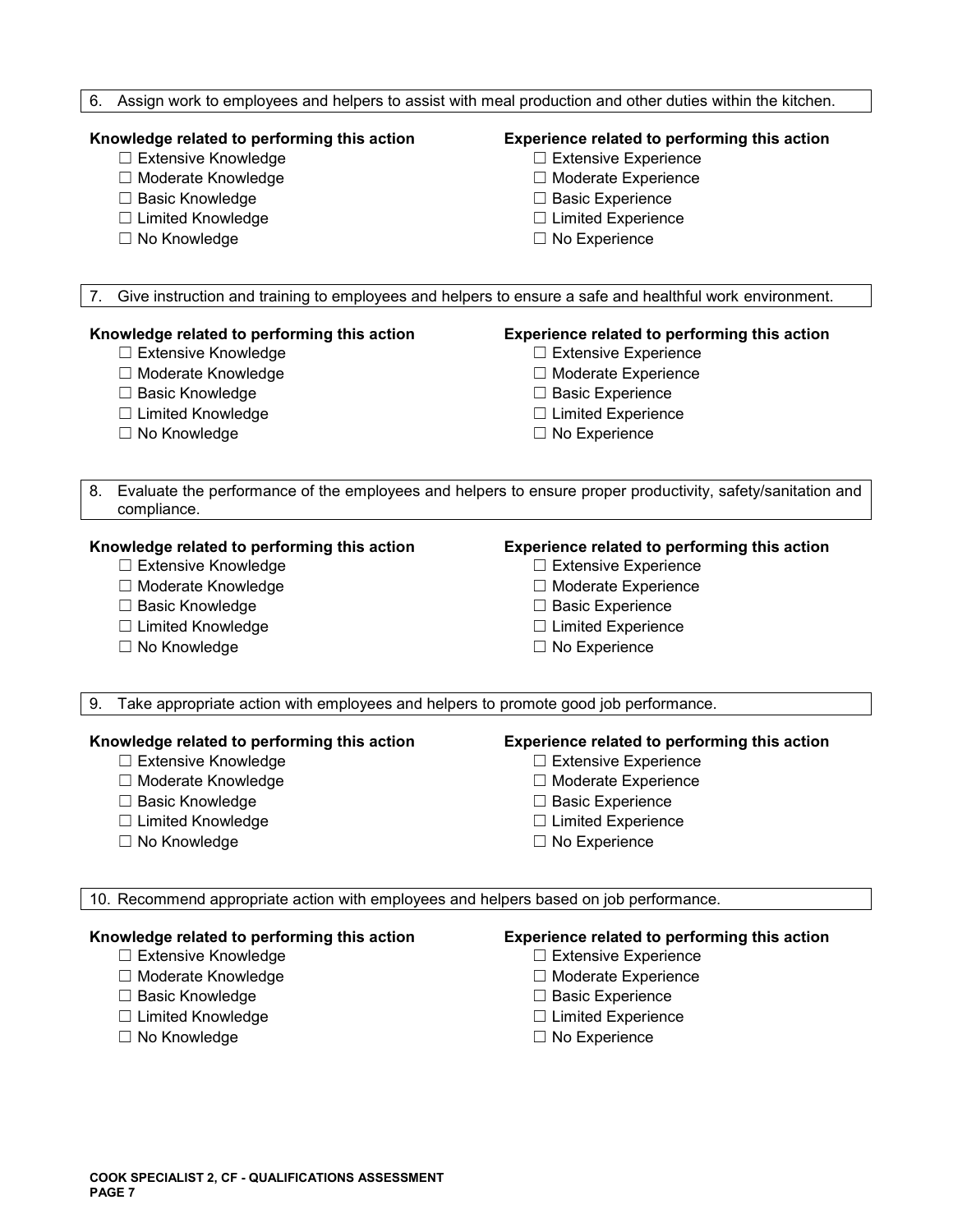6. Assign work to employees and helpers to assist with meal production and other duties within the kitchen.

**Knowledge related to performing this action**

- ☐ Extensive Knowledge
- ☐ Moderate Knowledge
- ☐ Basic Knowledge
- ☐ Limited Knowledge
- ☐ No Knowledge

**Experience related to performing this action**

- ☐ Extensive Experience
- ☐ Moderate Experience
- ☐ Basic Experience
- ☐ Limited Experience
- ☐ No Experience

7. Give instruction and training to employees and helpers to ensure a safe and healthful work environment.

**Knowledge related to performing this action**

- ☐ Extensive Knowledge
- ☐ Moderate Knowledge
- ☐ Basic Knowledge
- ☐ Limited Knowledge
- ☐ No Knowledge

**Experience related to performing this action**

- ☐ Extensive Experience
- ☐ Moderate Experience
- ☐ Basic Experience
- ☐ Limited Experience
- ☐ No Experience

8. Evaluate the performance of the employees and helpers to ensure proper productivity, safety/sanitation and compliance.

**Knowledge related to performing this action**

- ☐ Extensive Knowledge
- ☐ Moderate Knowledge
- ☐ Basic Knowledge
- ☐ Limited Knowledge
- ☐ No Knowledge

**Experience related to performing this action**

- ☐ Extensive Experience
- ☐ Moderate Experience
- ☐ Basic Experience
- ☐ Limited Experience
- ☐ No Experience

9. Take appropriate action with employees and helpers to promote good job performance.

**Knowledge related to performing this action**

- ☐ Extensive Knowledge
- ☐ Moderate Knowledge
- ☐ Basic Knowledge
- ☐ Limited Knowledge
- ☐ No Knowledge

**Experience related to performing this action**

- ☐ Extensive Experience
- ☐ Moderate Experience
- ☐ Basic Experience
- ☐ Limited Experience
- ☐ No Experience

10. Recommend appropriate action with employees and helpers based on job performance.

**Knowledge related to performing this action**

- ☐ Extensive Knowledge
- ☐ Moderate Knowledge
- ☐ Basic Knowledge
- ☐ Limited Knowledge
- ☐ No Knowledge

**Experience related to performing this action**

- ☐ Extensive Experience
- ☐ Moderate Experience
- ☐ Basic Experience
- ☐ Limited Experience
- ☐ No Experience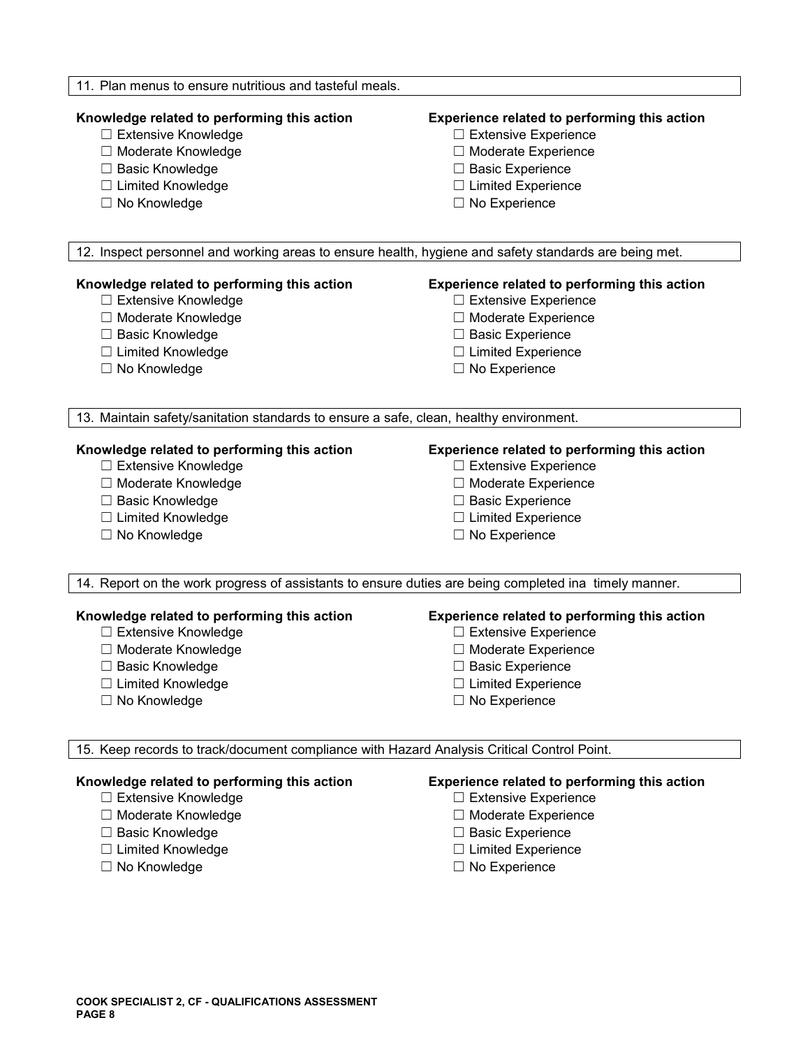11. Plan menus to ensure nutritious and tasteful meals.

**Knowledge related to performing this action**

- ☐ Extensive Knowledge
- ☐ Moderate Knowledge
- ☐ Basic Knowledge
- ☐ Limited Knowledge
- ☐ No Knowledge

**Experience related to performing this action**

- ☐ Extensive Experience
- ☐ Moderate Experience
- ☐ Basic Experience
- ☐ Limited Experience
- ☐ No Experience

12. Inspect personnel and working areas to ensure health, hygiene and safety standards are being met.

**Knowledge related to performing this action**

- ☐ Extensive Knowledge
- ☐ Moderate Knowledge
- ☐ Basic Knowledge
- ☐ Limited Knowledge
- ☐ No Knowledge

**Experience related to performing this action**

- ☐ Extensive Experience
- ☐ Moderate Experience
- ☐ Basic Experience
- ☐ Limited Experience
- ☐ No Experience

13. Maintain safety/sanitation standards to ensure a safe, clean, healthy environment.

**Knowledge related to performing this action**

- ☐ Extensive Knowledge
- ☐ Moderate Knowledge
- ☐ Basic Knowledge
- ☐ Limited Knowledge
- ☐ No Knowledge

**Experience related to performing this action**

- ☐ Extensive Experience
- ☐ Moderate Experience
- ☐ Basic Experience
- ☐ Limited Experience
- ☐ No Experience

14. Report on the work progress of assistants to ensure duties are being completed ina timely manner.

**Knowledge related to performing this action**

- ☐ Extensive Knowledge
- ☐ Moderate Knowledge
- ☐ Basic Knowledge
- ☐ Limited Knowledge
- ☐ No Knowledge

**Experience related to performing this action**

- ☐ Extensive Experience
- ☐ Moderate Experience
- ☐ Basic Experience
- ☐ Limited Experience
- ☐ No Experience

15. Keep records to track/document compliance with Hazard Analysis Critical Control Point.

**Knowledge related to performing this action**

- ☐ Extensive Knowledge
- ☐ Moderate Knowledge
- ☐ Basic Knowledge
- ☐ Limited Knowledge
- ☐ No Knowledge

**Experience related to performing this action**

- ☐ Extensive Experience
- ☐ Moderate Experience
- ☐ Basic Experience
- ☐ Limited Experience
- ☐ No Experience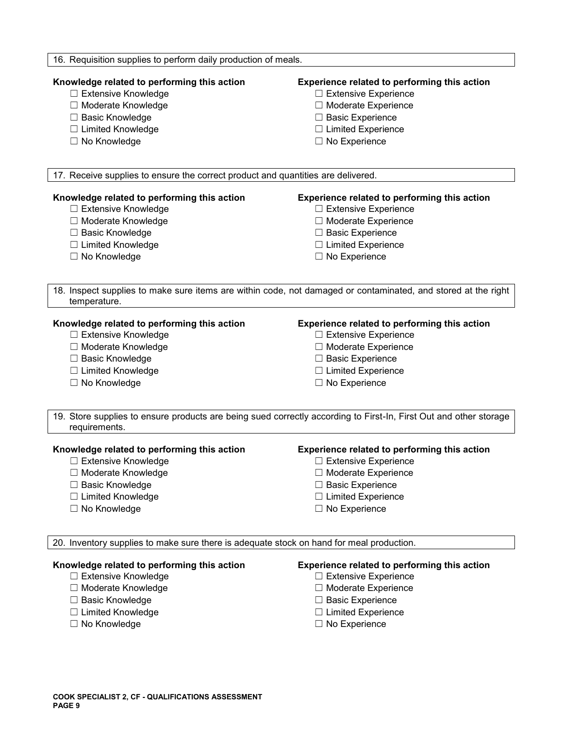16. Requisition supplies to perform daily production of meals.

**Knowledge related to performing this action**

- ☐ Extensive Knowledge
- ☐ Moderate Knowledge
- ☐ Basic Knowledge
- ☐ Limited Knowledge
- ☐ No Knowledge

**Experience related to performing this action**

- ☐ Extensive Experience
- ☐ Moderate Experience
- ☐ Basic Experience
- ☐ Limited Experience
- ☐ No Experience

17. Receive supplies to ensure the correct product and quantities are delivered.

**Knowledge related to performing this action**

- ☐ Extensive Knowledge
- ☐ Moderate Knowledge
- ☐ Basic Knowledge
- ☐ Limited Knowledge
- ☐ No Knowledge

**Experience related to performing this action**

- ☐ Extensive Experience
- ☐ Moderate Experience
- ☐ Basic Experience
- ☐ Limited Experience
- ☐ No Experience

18. Inspect supplies to make sure items are within code, not damaged or contaminated, and stored at the right temperature.

**Knowledge related to performing this action**

- ☐ Extensive Knowledge
- ☐ Moderate Knowledge
- ☐ Basic Knowledge
- ☐ Limited Knowledge
- ☐ No Knowledge

**Experience related to performing this action**

- ☐ Extensive Experience
- ☐ Moderate Experience
- ☐ Basic Experience
- ☐ Limited Experience
- ☐ No Experience

19. Store supplies to ensure products are being sued correctly according to First-In, First Out and other storage requirements.

**Knowledge related to performing this action**

- ☐ Extensive Knowledge
- ☐ Moderate Knowledge
- ☐ Basic Knowledge
- ☐ Limited Knowledge
- ☐ No Knowledge

**Experience related to performing this action**

- ☐ Extensive Experience
- ☐ Moderate Experience
- ☐ Basic Experience
- ☐ Limited Experience
- ☐ No Experience

20. Inventory supplies to make sure there is adequate stock on hand for meal production.

**Knowledge related to performing this action**

- ☐ Extensive Knowledge
- ☐ Moderate Knowledge
- ☐ Basic Knowledge
- ☐ Limited Knowledge
- ☐ No Knowledge

**Experience related to performing this action**

- ☐ Extensive Experience
- ☐ Moderate Experience
- ☐ Basic Experience
- ☐ Limited Experience
- ☐ No Experience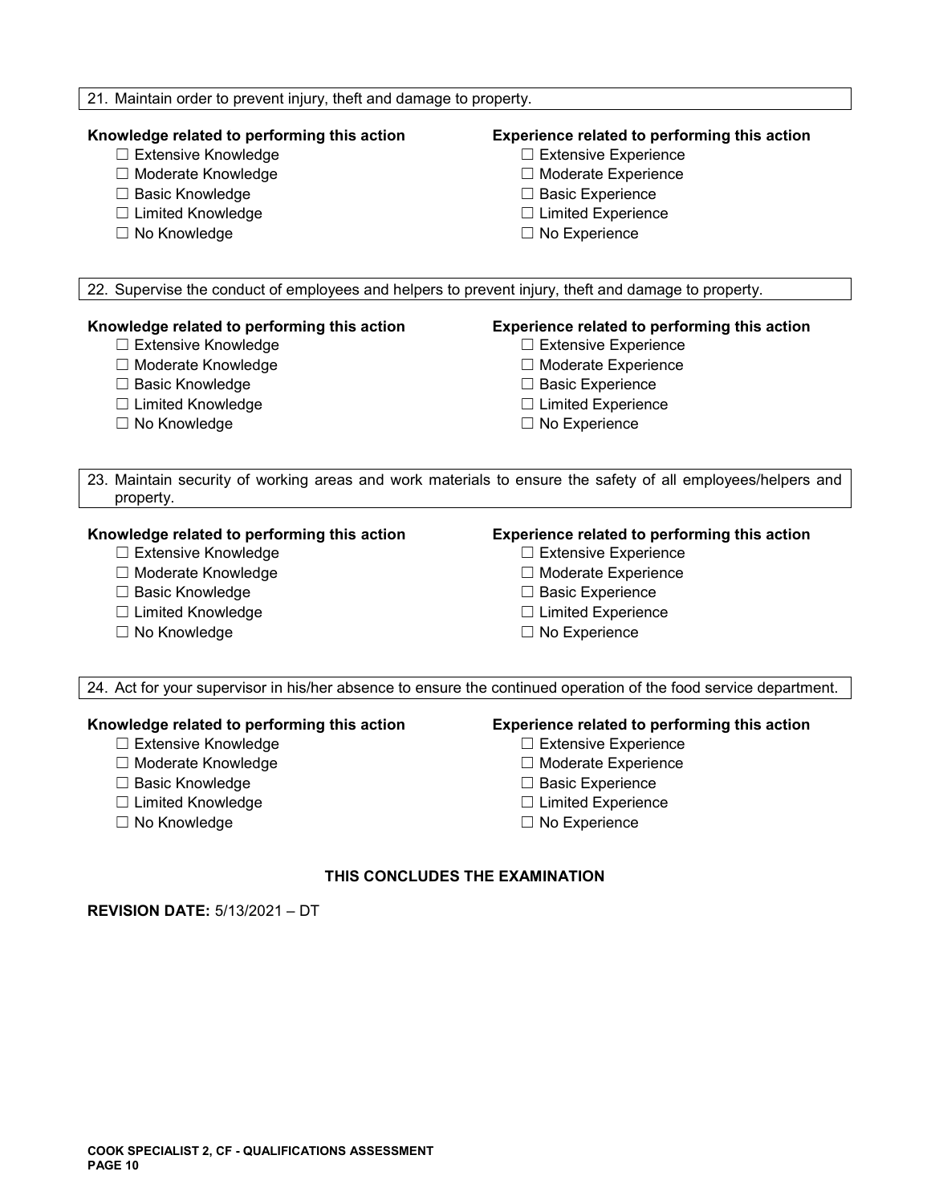21. Maintain order to prevent injury, theft and damage to property.

**Knowledge related to performing this action**

- ☐ Extensive Knowledge
- ☐ Moderate Knowledge
- ☐ Basic Knowledge
- ☐ Limited Knowledge
- ☐ No Knowledge

**Experience related to performing this action**

- ☐ Extensive Experience
- ☐ Moderate Experience
- ☐ Basic Experience
- ☐ Limited Experience
- ☐ No Experience

22. Supervise the conduct of employees and helpers to prevent injury, theft and damage to property.

**Knowledge related to performing this action**

- ☐ Extensive Knowledge
- ☐ Moderate Knowledge
- ☐ Basic Knowledge
- ☐ Limited Knowledge
- ☐ No Knowledge

**Experience related to performing this action**

- ☐ Extensive Experience
- ☐ Moderate Experience
- ☐ Basic Experience
- ☐ Limited Experience
- ☐ No Experience

23. Maintain security of working areas and work materials to ensure the safety of all employees/helpers and property.

**Knowledge related to performing this action**

- ☐ Extensive Knowledge
- ☐ Moderate Knowledge
- ☐ Basic Knowledge
- ☐ Limited Knowledge
- ☐ No Knowledge

**Experience related to performing this action**

- ☐ Extensive Experience
- ☐ Moderate Experience
- ☐ Basic Experience
- ☐ Limited Experience
- ☐ No Experience

24. Act for your supervisor in his/her absence to ensure the continued operation of the food service department.

**Knowledge related to performing this action**

- ☐ Extensive Knowledge
- ☐ Moderate Knowledge
- ☐ Basic Knowledge
- ☐ Limited Knowledge
- ☐ No Knowledge

**Experience related to performing this action**

- ☐ Extensive Experience
- ☐ Moderate Experience
- ☐ Basic Experience
- ☐ Limited Experience
- ☐ No Experience

**THIS CONCLUDES THE EXAMINATION**

**REVISION DATE:** 5/13/2021 – DT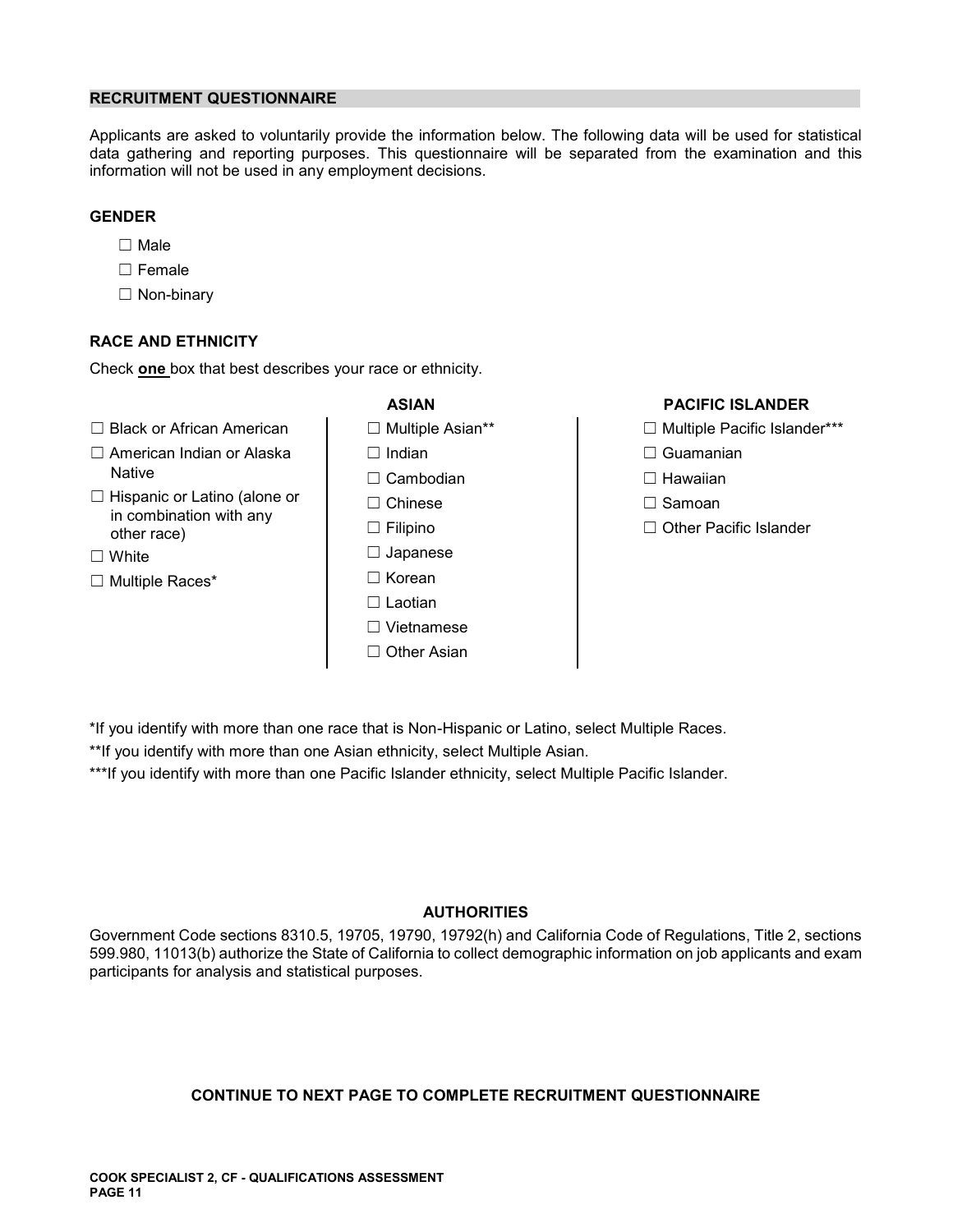## RECRUITMENT QUESTIONNAIRE

Applicants are asked to voluntarily provide the information below. The following data will be used for statistical data gathering and reporting purposes. This questionnaire will be separated from the examination and this information will not be used in any employment decisions.

### GENDER

- ☐ Male
- ☐ Female
- ☐ Non-binary

### RACE AND ETHNICITY

Check **one** box that best describes your race or ethnicity.

- ☐ Black or African American
- ☐ American Indian or Alaska Native
- ☐ Hispanic or Latino (alone or in combination with any other race)
- ☐ White
- ☐ Multiple Races*

**ASIAN**

- ☐ Multiple Asian**
- ☐ Indian
- ☐ Cambodian
- ☐ Chinese
- ☐ Filipino
- ☐ Japanese
- ☐ Korean
- ☐ Laotian
- ☐ Vietnamese
- ☐ Other Asian

**PACIFIC ISLANDER**

- ☐ Multiple Pacific Islander***
- ☐ Guamanian
- ☐ Hawaiian
- ☐ Samoan
- ☐ Other Pacific Islander

*If you identify with more than one race that is Non-Hispanic or Latino, select Multiple Races.

**If you identify with more than one Asian ethnicity, select Multiple Asian.

***If you identify with more than one Pacific Islander ethnicity, select Multiple Pacific Islander.

### AUTHORITIES

Government Code sections 8310.5, 19705, 19790, 19792(h) and California Code of Regulations, Title 2, sections 599.980, 11013(b) authorize the State of California to collect demographic information on job applicants and exam participants for analysis and statistical purposes.

**CONTINUE TO NEXT PAGE TO COMPLETE RECRUITMENT QUESTIONNAIRE**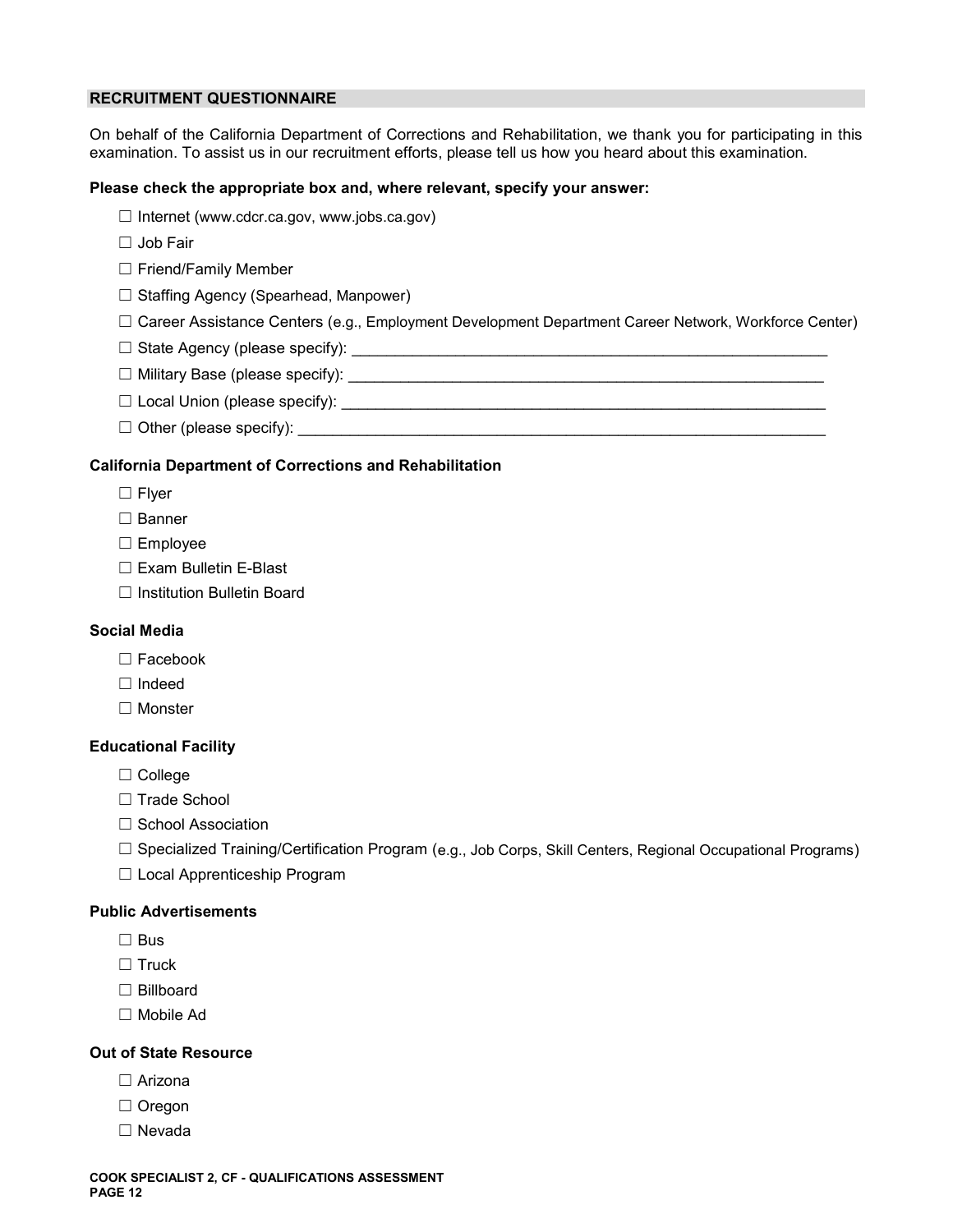## RECRUITMENT QUESTIONNAIRE

On behalf of the California Department of Corrections and Rehabilitation, we thank you for participating in this examination. To assist us in our recruitment efforts, please tell us how you heard about this examination.

**Please check the appropriate box and, where relevant, specify your answer:**

- ☐ Internet (www.cdcr.ca.gov, www.jobs.ca.gov)
- ☐ Job Fair
- ☐ Friend/Family Member
- ☐ Staffing Agency (Spearhead, Manpower)
- ☐ Career Assistance Centers (e.g., Employment Development Department Career Network, Workforce Center)
- ☐ State Agency (please specify): ____________________________________________________________
- ☐ Military Base (please specify): ____________________________________________________________
- ☐ Local Union (please specify): ____________________________________________________________
- ☐ Other (please specify): ____________________________________________________________

**California Department of Corrections and Rehabilitation**

- ☐ Flyer
- ☐ Banner
- ☐ Employee
- ☐ Exam Bulletin E-Blast
- ☐ Institution Bulletin Board

**Social Media**

- ☐ Facebook
- ☐ Indeed
- ☐ Monster

**Educational Facility**

- ☐ College
- ☐ Trade School
- ☐ School Association
- ☐ Specialized Training/Certification Program (e.g., Job Corps, Skill Centers, Regional Occupational Programs)
- ☐ Local Apprenticeship Program

**Public Advertisements**

- ☐ Bus
- ☐ Truck
- ☐ Billboard
- ☐ Mobile Ad

**Out of State Resource**

- ☐ Arizona
- ☐ Oregon
- ☐ Nevada